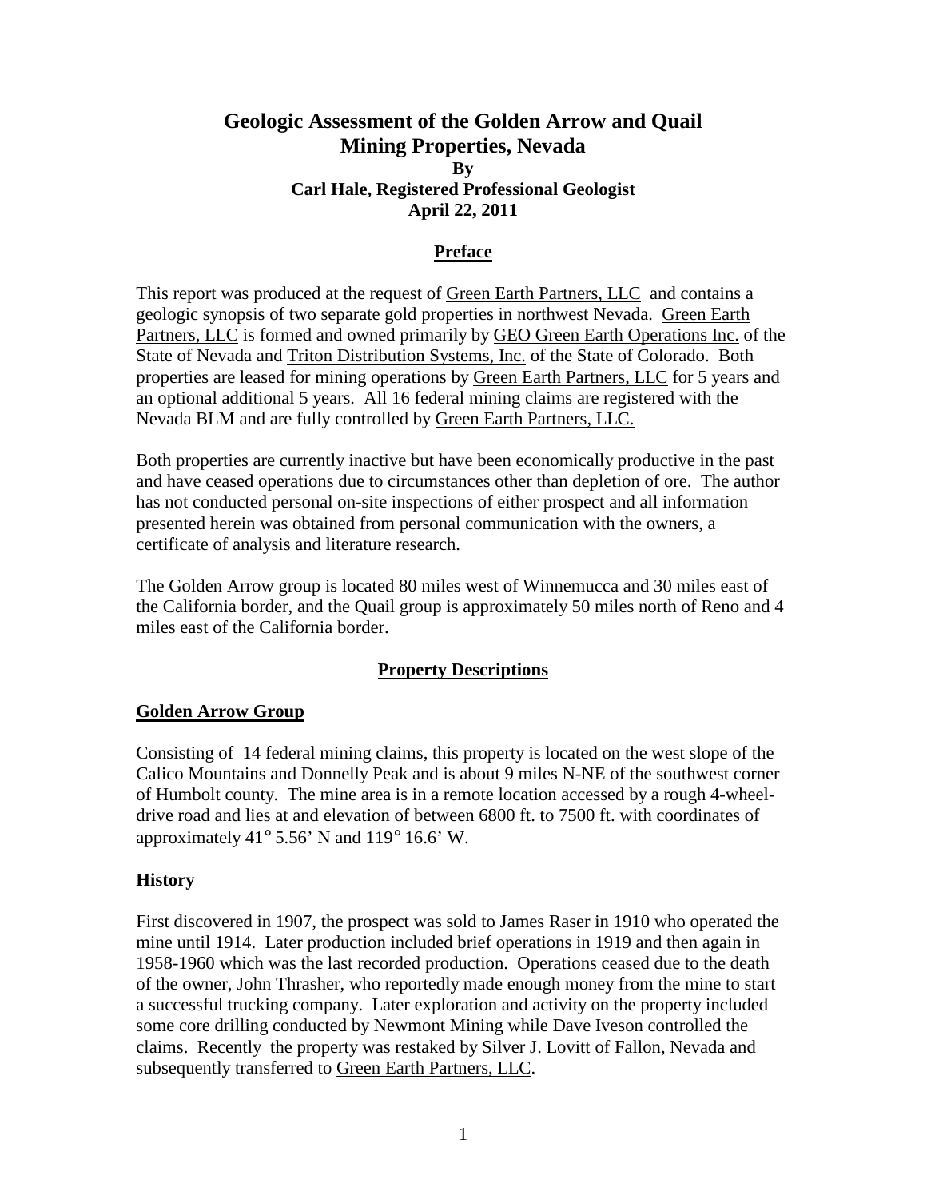# Geologic Assessment of the Golden Arrow and Quail Mining Properties, Nevada

**By**
**Carl Hale, Registered Professional Geologist**
**April 22, 2011**

## Preface

This report was produced at the request of Green Earth Partners, LLC and contains a geologic synopsis of two separate gold properties in northwest Nevada. Green Earth Partners, LLC is formed and owned primarily by GEO Green Earth Operations Inc. of the State of Nevada and Triton Distribution Systems, Inc. of the State of Colorado. Both properties are leased for mining operations by Green Earth Partners, LLC for 5 years and an optional additional 5 years. All 16 federal mining claims are registered with the Nevada BLM and are fully controlled by Green Earth Partners, LLC.

Both properties are currently inactive but have been economically productive in the past and have ceased operations due to circumstances other than depletion of ore. The author has not conducted personal on-site inspections of either prospect and all information presented herein was obtained from personal communication with the owners, a certificate of analysis and literature research.

The Golden Arrow group is located 80 miles west of Winnemucca and 30 miles east of the California border, and the Quail group is approximately 50 miles north of Reno and 4 miles east of the California border.

## Property Descriptions

### Golden Arrow Group

Consisting of 14 federal mining claims, this property is located on the west slope of the Calico Mountains and Donnelly Peak and is about 9 miles N-NE of the southwest corner of Humbolt county. The mine area is in a remote location accessed by a rough 4-wheel-drive road and lies at and elevation of between 6800 ft. to 7500 ft. with coordinates of approximately 41° 5.56' N and 119° 16.6' W.

### History

First discovered in 1907, the prospect was sold to James Raser in 1910 who operated the mine until 1914. Later production included brief operations in 1919 and then again in 1958-1960 which was the last recorded production. Operations ceased due to the death of the owner, John Thrasher, who reportedly made enough money from the mine to start a successful trucking company. Later exploration and activity on the property included some core drilling conducted by Newmont Mining while Dave Iveson controlled the claims. Recently the property was restaked by Silver J. Lovitt of Fallon, Nevada and subsequently transferred to Green Earth Partners, LLC.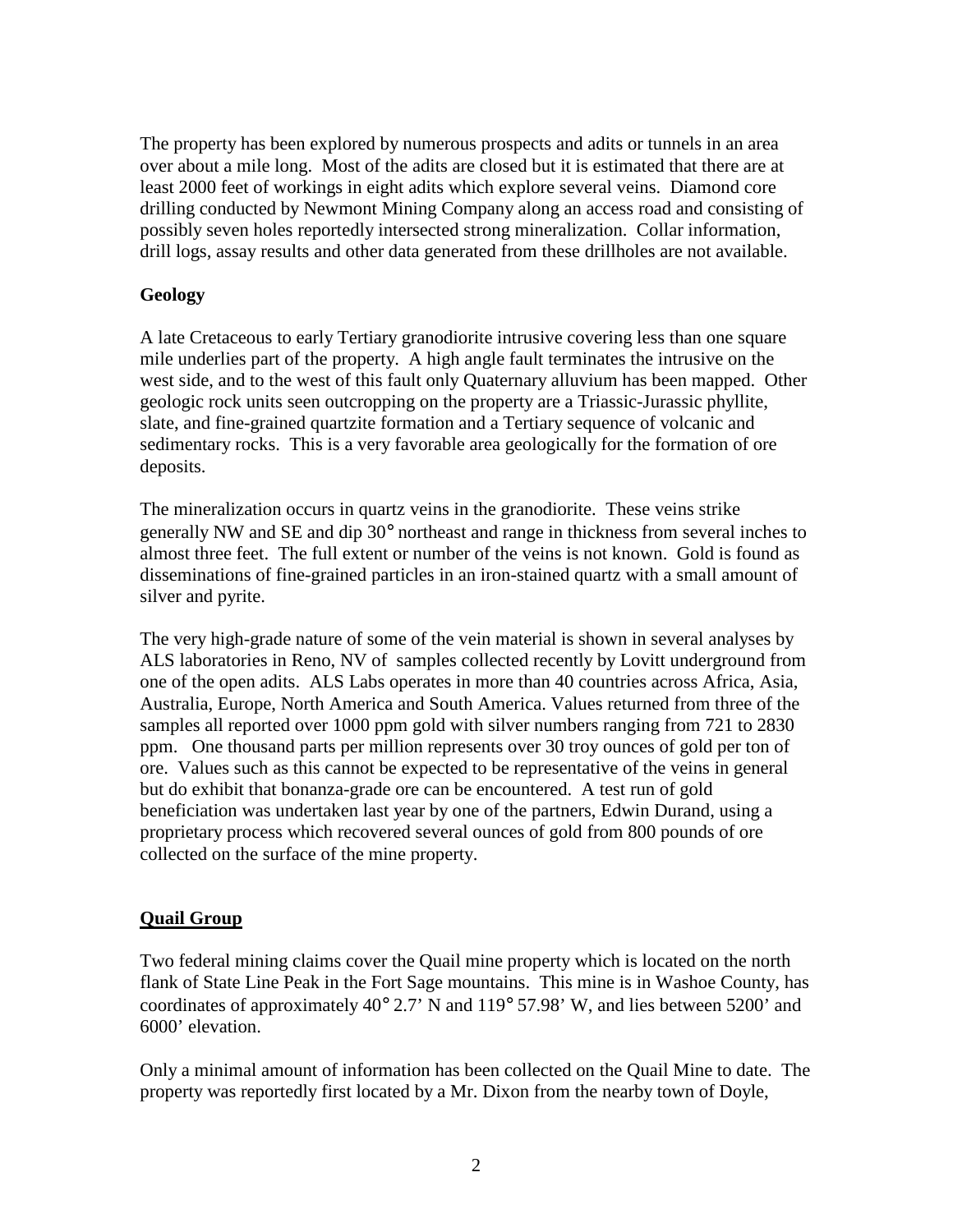The property has been explored by numerous prospects and adits or tunnels in an area over about a mile long. Most of the adits are closed but it is estimated that there are at least 2000 feet of workings in eight adits which explore several veins. Diamond core drilling conducted by Newmont Mining Company along an access road and consisting of possibly seven holes reportedly intersected strong mineralization. Collar information, drill logs, assay results and other data generated from these drillholes are not available.

**Geology**

A late Cretaceous to early Tertiary granodiorite intrusive covering less than one square mile underlies part of the property. A high angle fault terminates the intrusive on the west side, and to the west of this fault only Quaternary alluvium has been mapped. Other geologic rock units seen outcropping on the property are a Triassic-Jurassic phyllite, slate, and fine-grained quartzite formation and a Tertiary sequence of volcanic and sedimentary rocks. This is a very favorable area geologically for the formation of ore deposits.

The mineralization occurs in quartz veins in the granodiorite. These veins strike generally NW and SE and dip 30° northeast and range in thickness from several inches to almost three feet. The full extent or number of the veins is not known. Gold is found as disseminations of fine-grained particles in an iron-stained quartz with a small amount of silver and pyrite.

The very high-grade nature of some of the vein material is shown in several analyses by ALS laboratories in Reno, NV of samples collected recently by Lovitt underground from one of the open adits. ALS Labs operates in more than 40 countries across Africa, Asia, Australia, Europe, North America and South America. Values returned from three of the samples all reported over 1000 ppm gold with silver numbers ranging from 721 to 2830 ppm. One thousand parts per million represents over 30 troy ounces of gold per ton of ore. Values such as this cannot be expected to be representative of the veins in general but do exhibit that bonanza-grade ore can be encountered. A test run of gold beneficiation was undertaken last year by one of the partners, Edwin Durand, using a proprietary process which recovered several ounces of gold from 800 pounds of ore collected on the surface of the mine property.

**Quail Group**

Two federal mining claims cover the Quail mine property which is located on the north flank of State Line Peak in the Fort Sage mountains. This mine is in Washoe County, has coordinates of approximately 40° 2.7' N and 119° 57.98' W, and lies between 5200' and 6000' elevation.

Only a minimal amount of information has been collected on the Quail Mine to date. The property was reportedly first located by a Mr. Dixon from the nearby town of Doyle,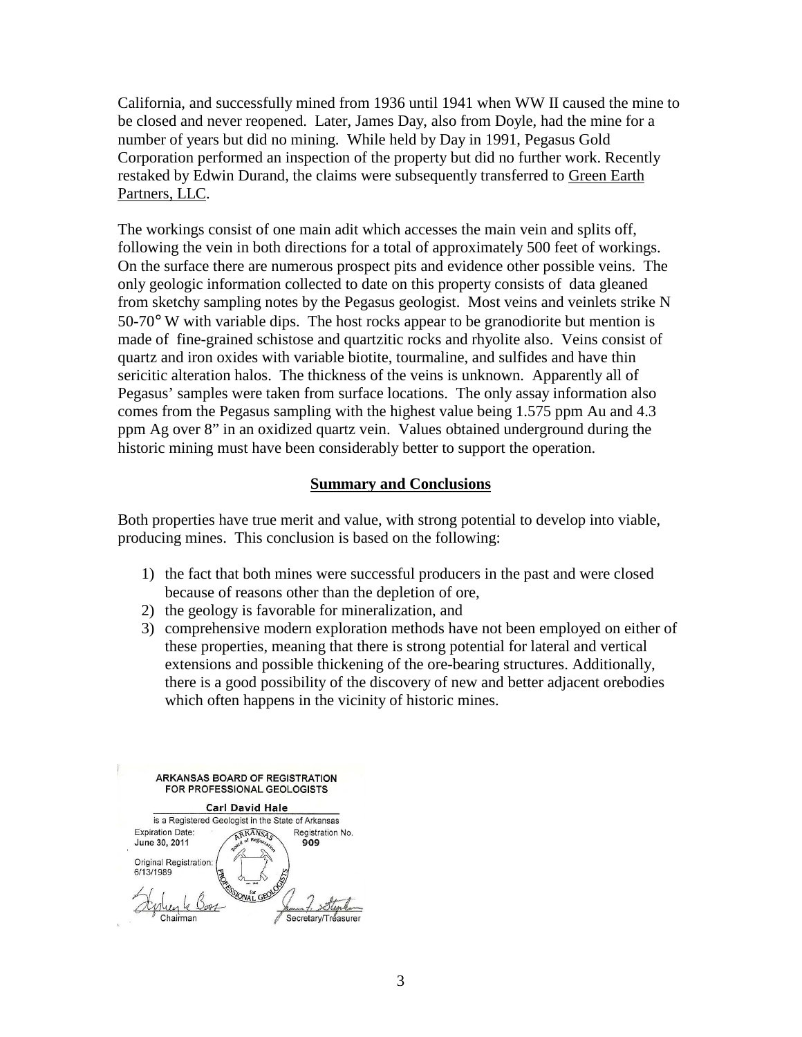California, and successfully mined from 1936 until 1941 when WW II caused the mine to be closed and never reopened. Later, James Day, also from Doyle, had the mine for a number of years but did no mining. While held by Day in 1991, Pegasus Gold Corporation performed an inspection of the property but did no further work. Recently restaked by Edwin Durand, the claims were subsequently transferred to Green Earth Partners, LLC.

The workings consist of one main adit which accesses the main vein and splits off, following the vein in both directions for a total of approximately 500 feet of workings. On the surface there are numerous prospect pits and evidence other possible veins. The only geologic information collected to date on this property consists of data gleaned from sketchy sampling notes by the Pegasus geologist. Most veins and veinlets strike N 50-70° W with variable dips. The host rocks appear to be granodiorite but mention is made of fine-grained schistose and quartzitic rocks and rhyolite also. Veins consist of quartz and iron oxides with variable biotite, tourmaline, and sulfides and have thin sericitic alteration halos. The thickness of the veins is unknown. Apparently all of Pegasus' samples were taken from surface locations. The only assay information also comes from the Pegasus sampling with the highest value being 1.575 ppm Au and 4.3 ppm Ag over 8" in an oxidized quartz vein. Values obtained underground during the historic mining must have been considerably better to support the operation.

## Summary and Conclusions

Both properties have true merit and value, with strong potential to develop into viable, producing mines. This conclusion is based on the following:

1) the fact that both mines were successful producers in the past and were closed because of reasons other than the depletion of ore,
2) the geology is favorable for mineralization, and
3) comprehensive modern exploration methods have not been employed on either of these properties, meaning that there is strong potential for lateral and vertical extensions and possible thickening of the ore-bearing structures. Additionally, there is a good possibility of the discovery of new and better adjacent orebodies which often happens in the vicinity of historic mines.

ARKANSAS BOARD OF REGISTRATION FOR PROFESSIONAL GEOLOGISTS

**Carl David Hale**

is a Registered Geologist in the State of Arkansas

Expiration Date: June 30, 2011

Registration No. 909

Original Registration: 6/13/1989

Chairman

Secretary/Treasurer